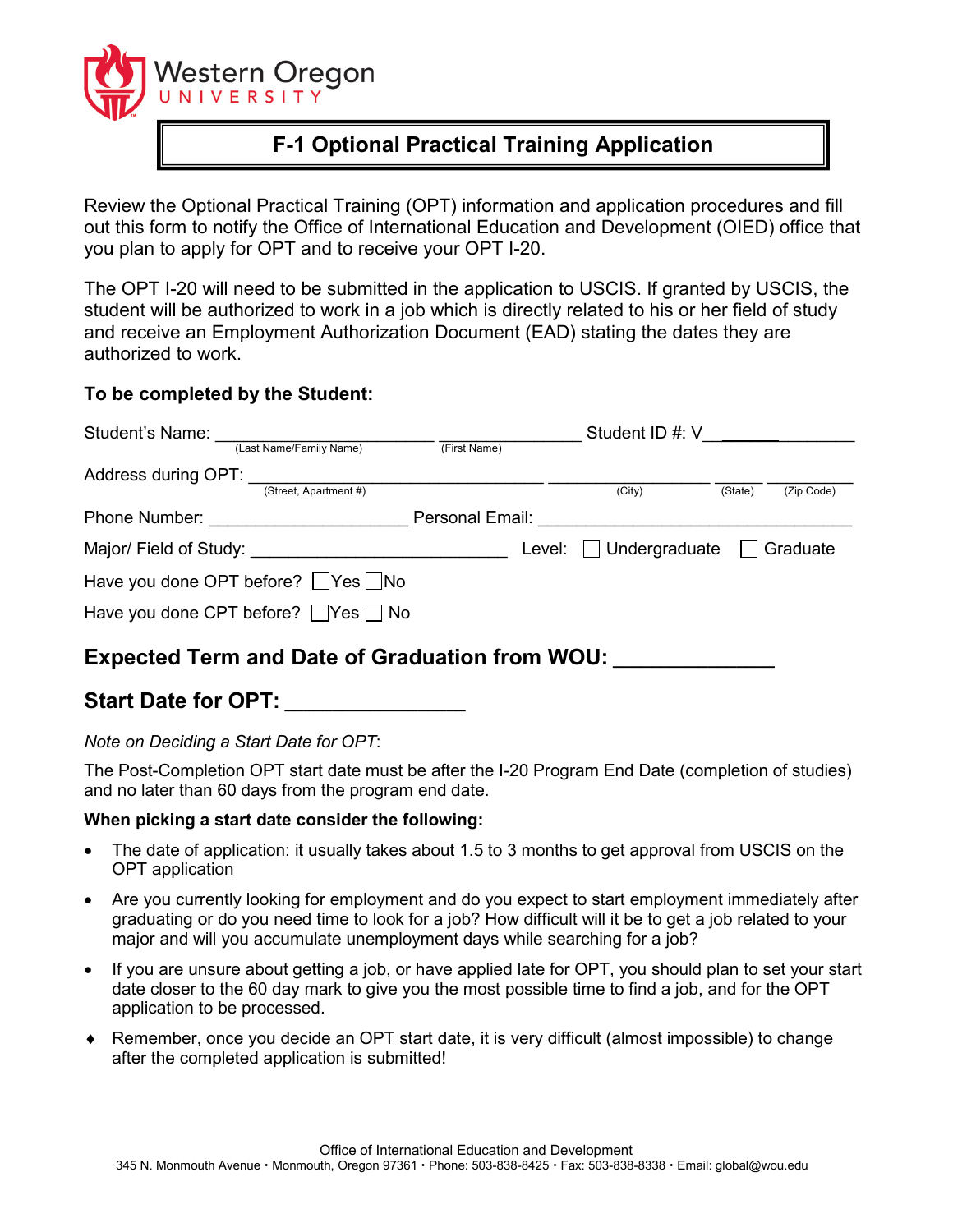Western Oregon UNIVERSITY

# F-1 Optional Practical Training Application

Review the Optional Practical Training (OPT) information and application procedures and fill out this form to notify the Office of International Education and Development (OIED) office that you plan to apply for OPT and to receive your OPT I-20.

The OPT I-20 will need to be submitted in the application to USCIS. If granted by USCIS, the student will be authorized to work in a job which is directly related to his or her field of study and receive an Employment Authorization Document (EAD) stating the dates they are authorized to work.

**To be completed by the Student:**

Student's Name: ________________________ (Last Name/Family Name) ________________ (First Name) Student ID #: V________________

Address during OPT: ________________________________ (Street, Apartment #) __________________ (City) ______ (State) __________ (Zip Code)

Phone Number: ______________________ Personal Email: ___________________________________

Major/ Field of Study: ____________________________ Level: ☐ Undergraduate ☐ Graduate

Have you done OPT before? ☐Yes ☐No

Have you done CPT before? ☐Yes ☐ No

## Expected Term and Date of Graduation from WOU: _____________

## Start Date for OPT: _______________

*Note on Deciding a Start Date for OPT*:

The Post-Completion OPT start date must be after the I-20 Program End Date (completion of studies) and no later than 60 days from the program end date.

**When picking a start date consider the following:**

- The date of application: it usually takes about 1.5 to 3 months to get approval from USCIS on the OPT application
- Are you currently looking for employment and do you expect to start employment immediately after graduating or do you need time to look for a job? How difficult will it be to get a job related to your major and will you accumulate unemployment days while searching for a job?
- If you are unsure about getting a job, or have applied late for OPT, you should plan to set your start date closer to the 60 day mark to give you the most possible time to find a job, and for the OPT application to be processed.
- ♦ Remember, once you decide an OPT start date, it is very difficult (almost impossible) to change after the completed application is submitted!

Office of International Education and Development
345 N. Monmouth Avenue • Monmouth, Oregon 97361 • Phone: 503-838-8425 • Fax: 503-838-8338 • Email: global@wou.edu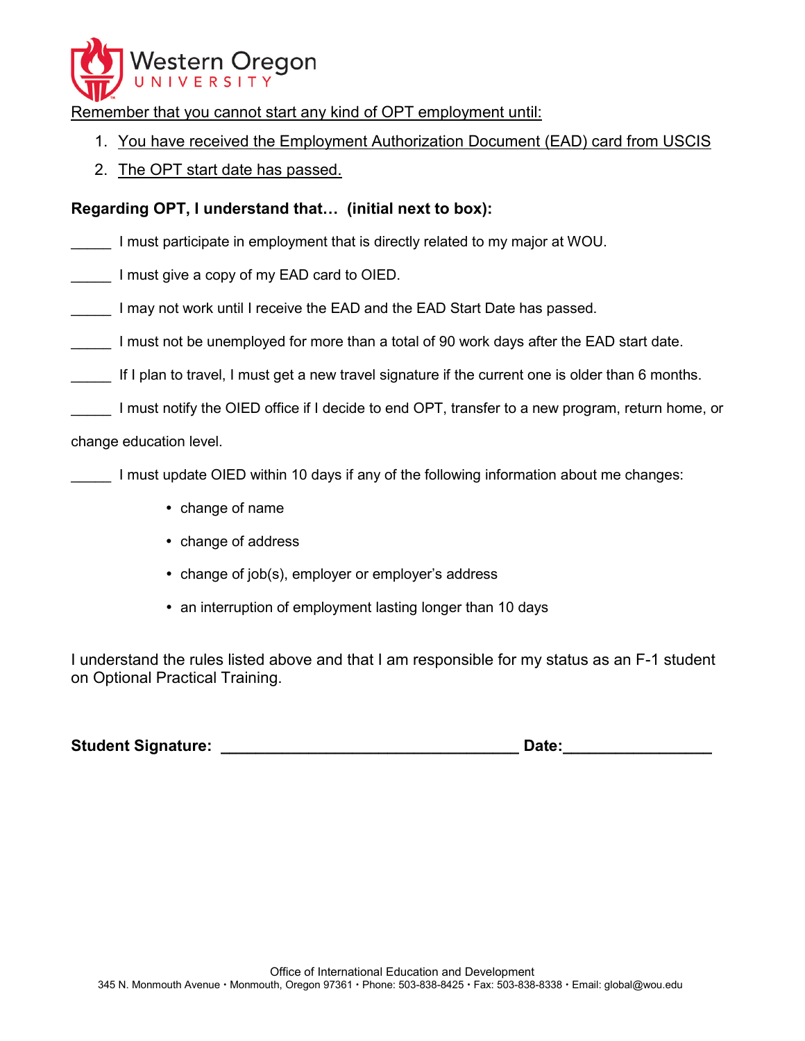Western Oregon UNIVERSITY

Remember that you cannot start any kind of OPT employment until:

1. You have received the Employment Authorization Document (EAD) card from USCIS
2. The OPT start date has passed.

**Regarding OPT, I understand that… (initial next to box):**

_____ I must participate in employment that is directly related to my major at WOU.

_____ I must give a copy of my EAD card to OIED.

_____ I may not work until I receive the EAD and the EAD Start Date has passed.

_____ I must not be unemployed for more than a total of 90 work days after the EAD start date.

_____ If I plan to travel, I must get a new travel signature if the current one is older than 6 months.

_____ I must notify the OIED office if I decide to end OPT, transfer to a new program, return home, or change education level.

_____ I must update OIED within 10 days if any of the following information about me changes:

- change of name
- change of address
- change of job(s), employer or employer's address
- an interruption of employment lasting longer than 10 days

I understand the rules listed above and that I am responsible for my status as an F-1 student on Optional Practical Training.

**Student Signature:** __________________________________ **Date:**_________________

Office of International Education and Development
345 N. Monmouth Avenue • Monmouth, Oregon 97361 • Phone: 503-838-8425 • Fax: 503-838-8338 • Email: global@wou.edu